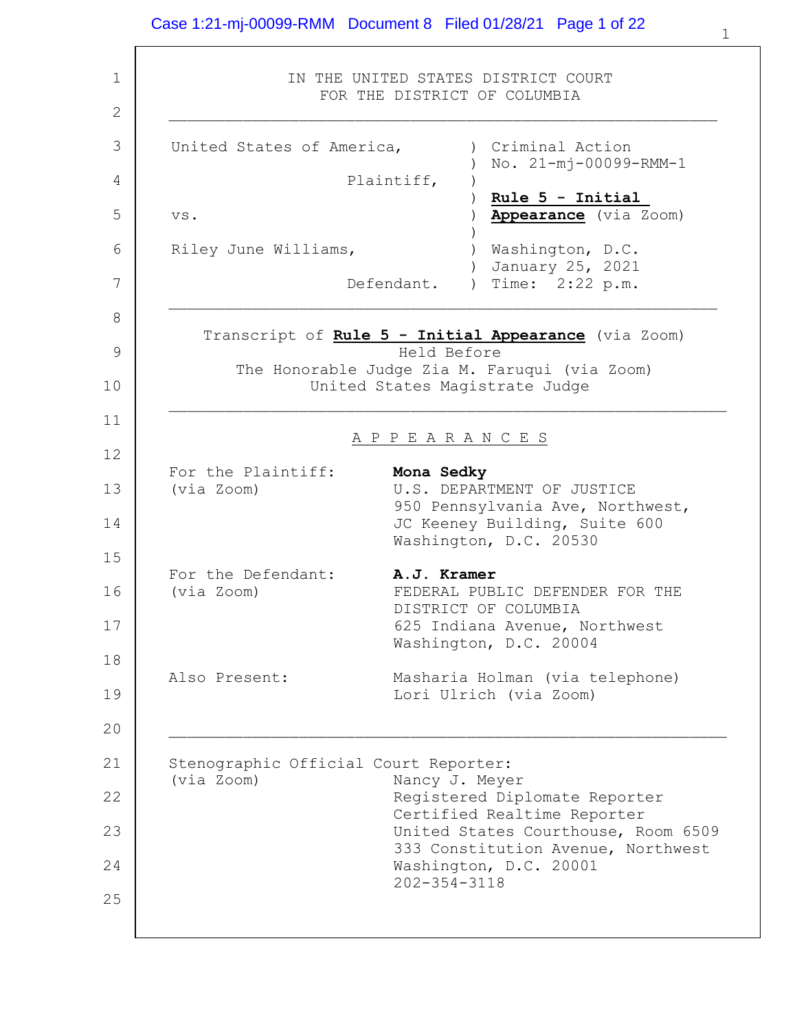IN THE UNITED STATES DISTRICT COURT
FOR THE DISTRICT OF COLUMBIA

---

United States of America,
Plaintiff,
vs.
Riley June Williams,
Defendant.

Criminal Action No. 21-mj-00099-RMM-1

**Rule 5 - Initial Appearance** (via Zoom)

Washington, D.C.
January 25, 2021
Time: 2:22 p.m.

---

Transcript of **Rule 5 - Initial Appearance** (via Zoom)
Held Before
The Honorable Judge Zia M. Faruqui (via Zoom)
United States Magistrate Judge

---

A P P E A R A N C E S

For the Plaintiff: (via Zoom)
**Mona Sedky**
U.S. DEPARTMENT OF JUSTICE
950 Pennsylvania Ave, Northwest,
JC Keeney Building, Suite 600
Washington, D.C. 20530

For the Defendant: (via Zoom)
**A.J. Kramer**
FEDERAL PUBLIC DEFENDER FOR THE DISTRICT OF COLUMBIA
625 Indiana Avenue, Northwest
Washington, D.C. 20004

Also Present:
Masharia Holman (via telephone)
Lori Ulrich (via Zoom)

---

Stenographic Official Court Reporter: (via Zoom)
Nancy J. Meyer
Registered Diplomate Reporter
Certified Realtime Reporter
United States Courthouse, Room 6509
333 Constitution Avenue, Northwest
Washington, D.C. 20001
202-354-3118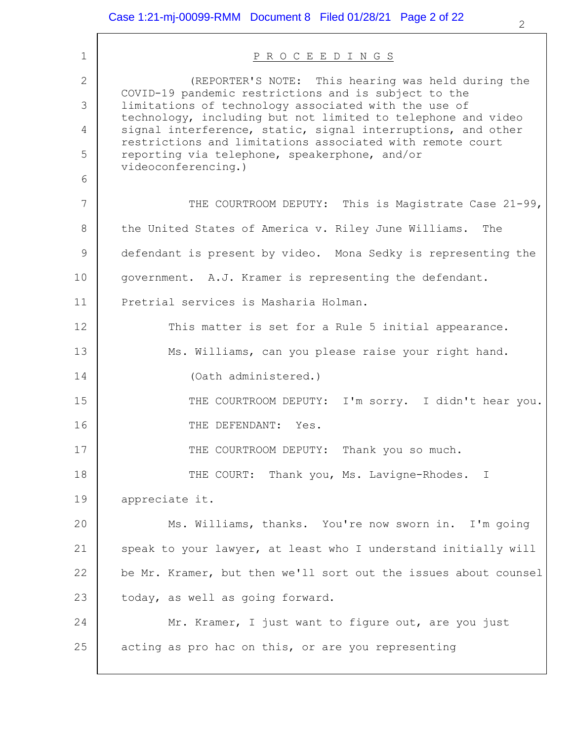P R O C E E D I N G S

(REPORTER'S NOTE: This hearing was held during the COVID-19 pandemic restrictions and is subject to the limitations of technology associated with the use of technology, including but not limited to telephone and video signal interference, static, signal interruptions, and other restrictions and limitations associated with remote court reporting via telephone, speakerphone, and/or videoconferencing.)

THE COURTROOM DEPUTY: This is Magistrate Case 21-99, the United States of America v. Riley June Williams. The defendant is present by video. Mona Sedky is representing the government. A.J. Kramer is representing the defendant. Pretrial services is Masharia Holman.

This matter is set for a Rule 5 initial appearance.

Ms. Williams, can you please raise your right hand.

(Oath administered.)

THE COURTROOM DEPUTY: I'm sorry. I didn't hear you.

THE DEFENDANT: Yes.

THE COURTROOM DEPUTY: Thank you so much.

THE COURT: Thank you, Ms. Lavigne-Rhodes. I appreciate it.

Ms. Williams, thanks. You're now sworn in. I'm going speak to your lawyer, at least who I understand initially will be Mr. Kramer, but then we'll sort out the issues about counsel today, as well as going forward.

Mr. Kramer, I just want to figure out, are you just acting as pro hac on this, or are you representing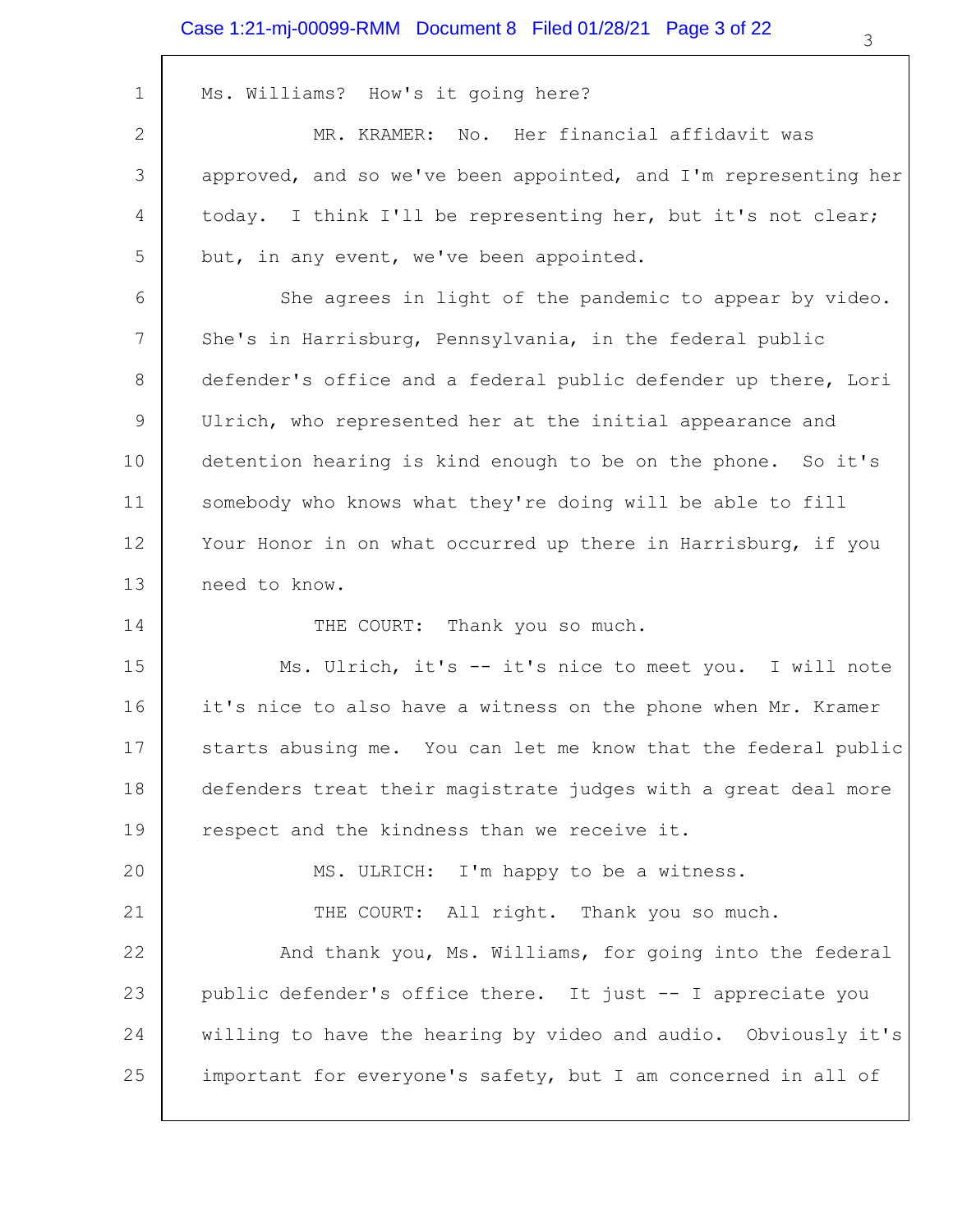Ms. Williams? How's it going here?

MR. KRAMER: No. Her financial affidavit was approved, and so we've been appointed, and I'm representing her today. I think I'll be representing her, but it's not clear; but, in any event, we've been appointed.

She agrees in light of the pandemic to appear by video. She's in Harrisburg, Pennsylvania, in the federal public defender's office and a federal public defender up there, Lori Ulrich, who represented her at the initial appearance and detention hearing is kind enough to be on the phone. So it's somebody who knows what they're doing will be able to fill Your Honor in on what occurred up there in Harrisburg, if you need to know.

THE COURT: Thank you so much.

Ms. Ulrich, it's -- it's nice to meet you. I will note it's nice to also have a witness on the phone when Mr. Kramer starts abusing me. You can let me know that the federal public defenders treat their magistrate judges with a great deal more respect and the kindness than we receive it.

MS. ULRICH: I'm happy to be a witness.

THE COURT: All right. Thank you so much.

And thank you, Ms. Williams, for going into the federal public defender's office there. It just -- I appreciate you willing to have the hearing by video and audio. Obviously it's important for everyone's safety, but I am concerned in all of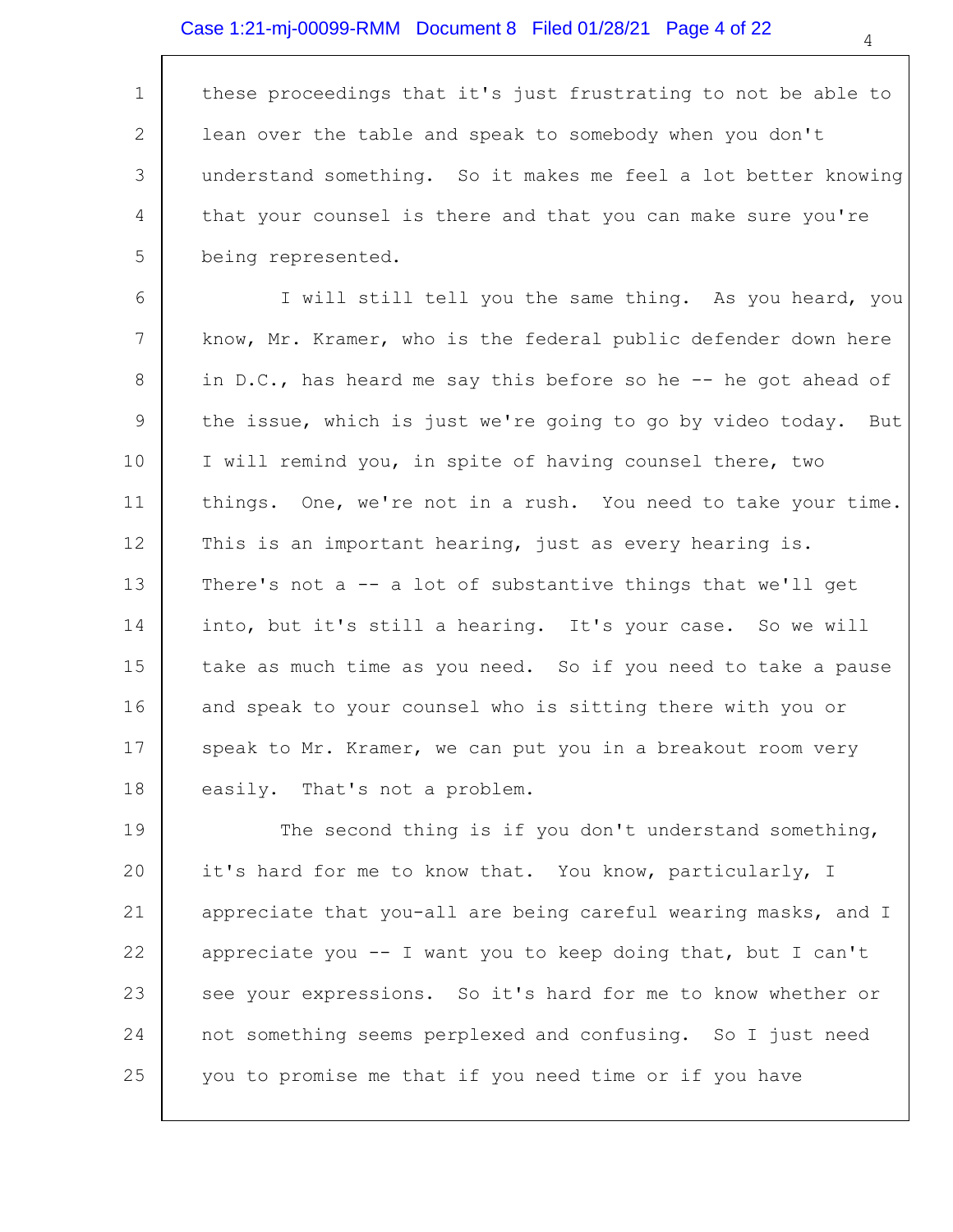these proceedings that it's just frustrating to not be able to lean over the table and speak to somebody when you don't understand something. So it makes me feel a lot better knowing that your counsel is there and that you can make sure you're being represented.

I will still tell you the same thing. As you heard, you know, Mr. Kramer, who is the federal public defender down here in D.C., has heard me say this before so he -- he got ahead of the issue, which is just we're going to go by video today. But I will remind you, in spite of having counsel there, two things. One, we're not in a rush. You need to take your time. This is an important hearing, just as every hearing is. There's not a -- a lot of substantive things that we'll get into, but it's still a hearing. It's your case. So we will take as much time as you need. So if you need to take a pause and speak to your counsel who is sitting there with you or speak to Mr. Kramer, we can put you in a breakout room very easily. That's not a problem.

The second thing is if you don't understand something, it's hard for me to know that. You know, particularly, I appreciate that you-all are being careful wearing masks, and I appreciate you -- I want you to keep doing that, but I can't see your expressions. So it's hard for me to know whether or not something seems perplexed and confusing. So I just need you to promise me that if you need time or if you have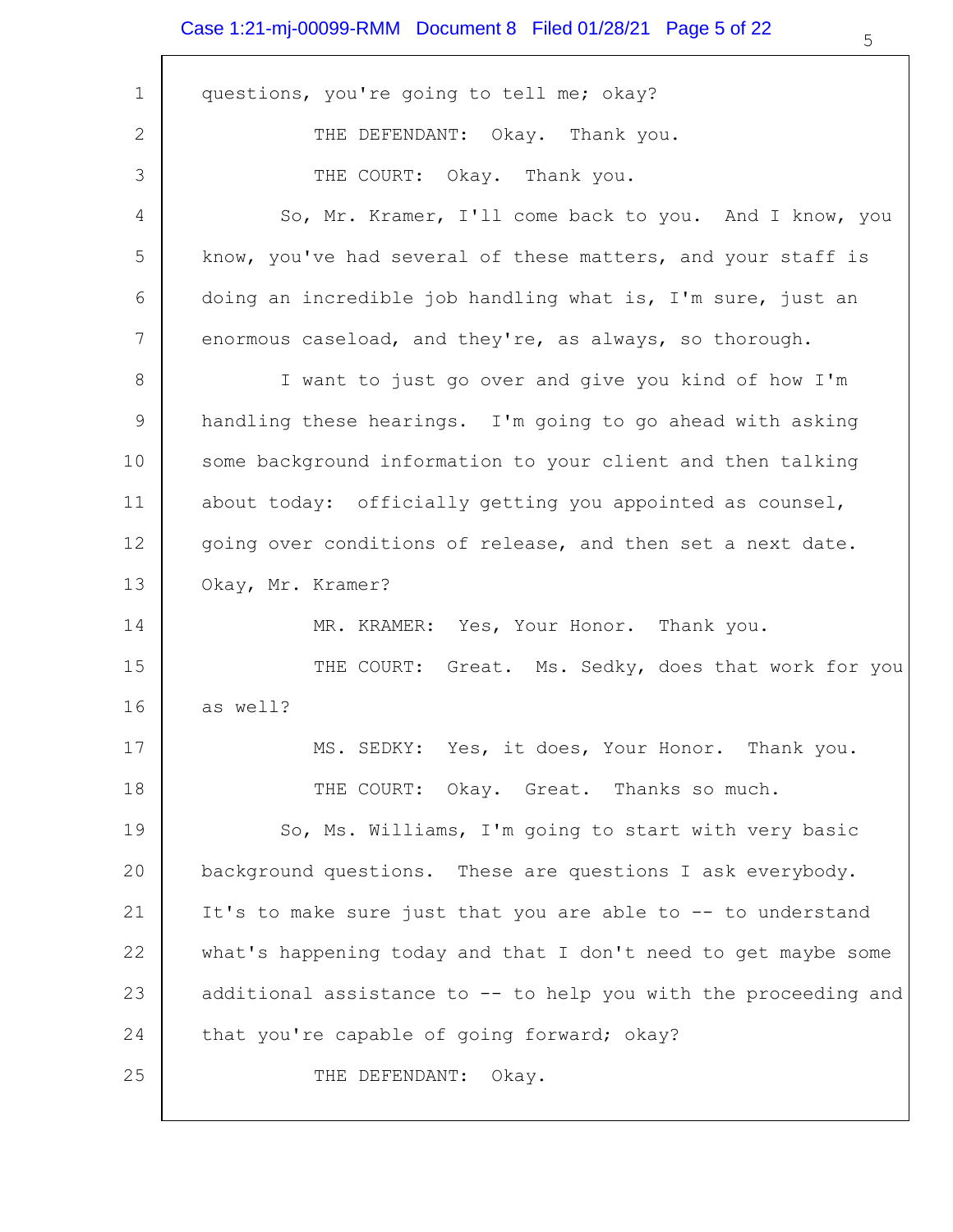questions, you're going to tell me; okay?

THE DEFENDANT: Okay. Thank you.

THE COURT: Okay. Thank you.

So, Mr. Kramer, I'll come back to you. And I know, you know, you've had several of these matters, and your staff is doing an incredible job handling what is, I'm sure, just an enormous caseload, and they're, as always, so thorough.

I want to just go over and give you kind of how I'm handling these hearings. I'm going to go ahead with asking some background information to your client and then talking about today: officially getting you appointed as counsel, going over conditions of release, and then set a next date. Okay, Mr. Kramer?

MR. KRAMER: Yes, Your Honor. Thank you.

THE COURT: Great. Ms. Sedky, does that work for you as well?

MS. SEDKY: Yes, it does, Your Honor. Thank you.

THE COURT: Okay. Great. Thanks so much.

So, Ms. Williams, I'm going to start with very basic background questions. These are questions I ask everybody. It's to make sure just that you are able to -- to understand what's happening today and that I don't need to get maybe some additional assistance to -- to help you with the proceeding and that you're capable of going forward; okay?

THE DEFENDANT: Okay.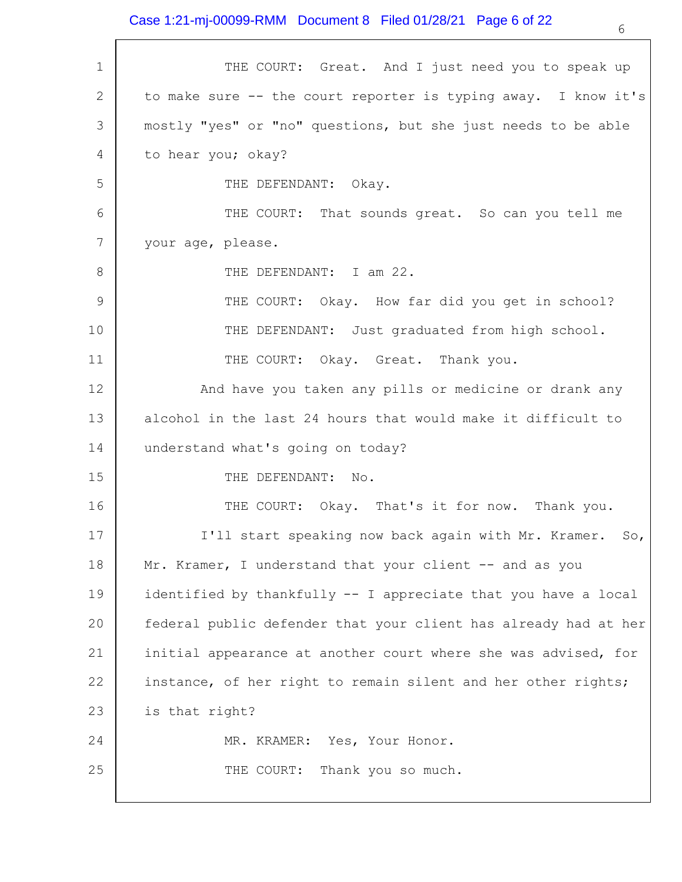THE COURT: Great. And I just need you to speak up to make sure -- the court reporter is typing away. I know it's mostly "yes" or "no" questions, but she just needs to be able to hear you; okay?

THE DEFENDANT: Okay.

THE COURT: That sounds great. So can you tell me your age, please.

THE DEFENDANT: I am 22.

THE COURT: Okay. How far did you get in school?

THE DEFENDANT: Just graduated from high school.

THE COURT: Okay. Great. Thank you.

And have you taken any pills or medicine or drank any alcohol in the last 24 hours that would make it difficult to understand what's going on today?

THE DEFENDANT: No.

THE COURT: Okay. That's it for now. Thank you.

I'll start speaking now back again with Mr. Kramer. So, Mr. Kramer, I understand that your client -- and as you identified by thankfully -- I appreciate that you have a local federal public defender that your client has already had at her initial appearance at another court where she was advised, for instance, of her right to remain silent and her other rights; is that right?

MR. KRAMER: Yes, Your Honor.

THE COURT: Thank you so much.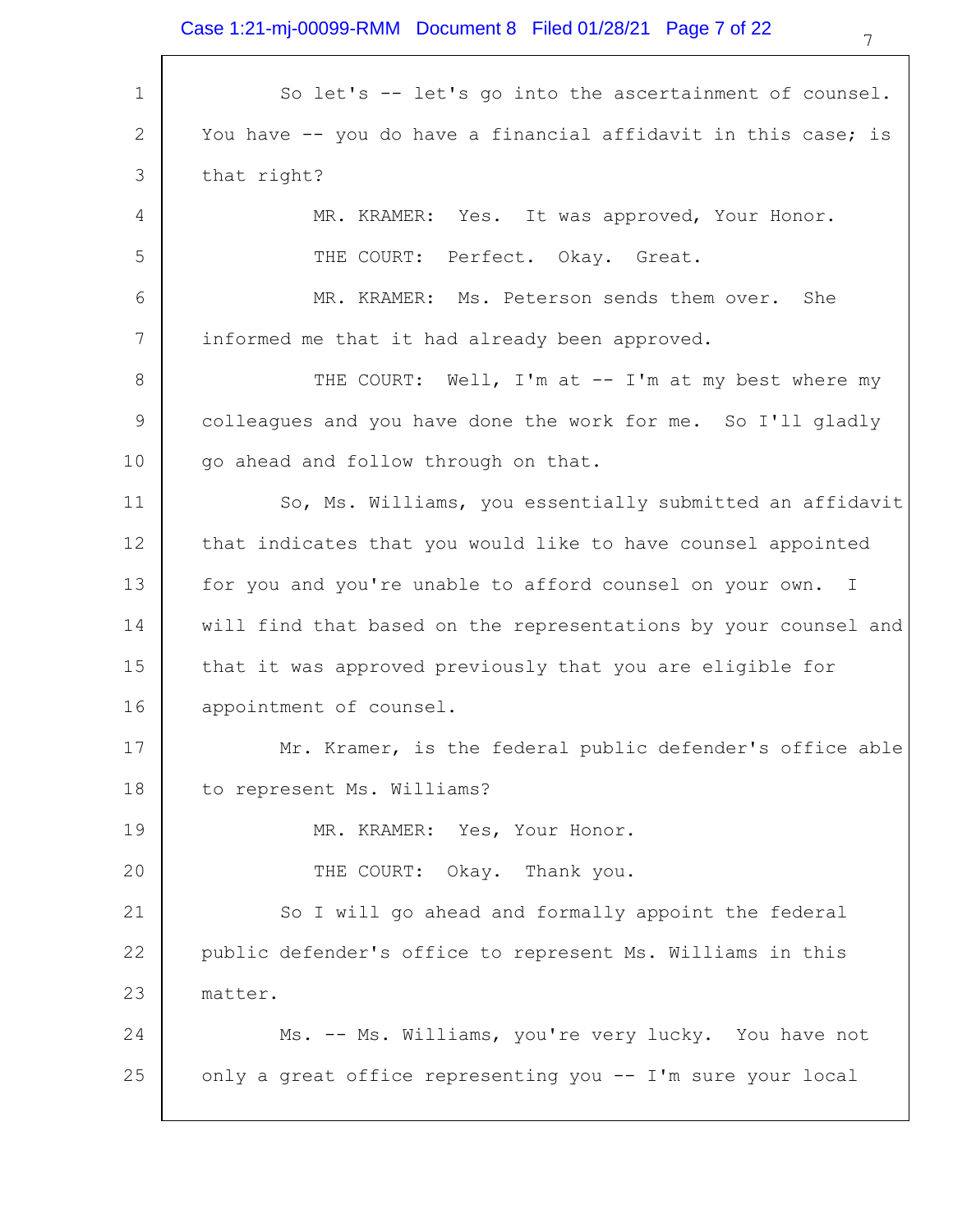So let's -- let's go into the ascertainment of counsel. You have -- you do have a financial affidavit in this case; is that right?

MR. KRAMER: Yes. It was approved, Your Honor.

THE COURT: Perfect. Okay. Great.

MR. KRAMER: Ms. Peterson sends them over. She informed me that it had already been approved.

THE COURT: Well, I'm at -- I'm at my best where my colleagues and you have done the work for me. So I'll gladly go ahead and follow through on that.

So, Ms. Williams, you essentially submitted an affidavit that indicates that you would like to have counsel appointed for you and you're unable to afford counsel on your own. I will find that based on the representations by your counsel and that it was approved previously that you are eligible for appointment of counsel.

Mr. Kramer, is the federal public defender's office able to represent Ms. Williams?

MR. KRAMER: Yes, Your Honor.

THE COURT: Okay. Thank you.

So I will go ahead and formally appoint the federal public defender's office to represent Ms. Williams in this matter.

Ms. -- Ms. Williams, you're very lucky. You have not only a great office representing you -- I'm sure your local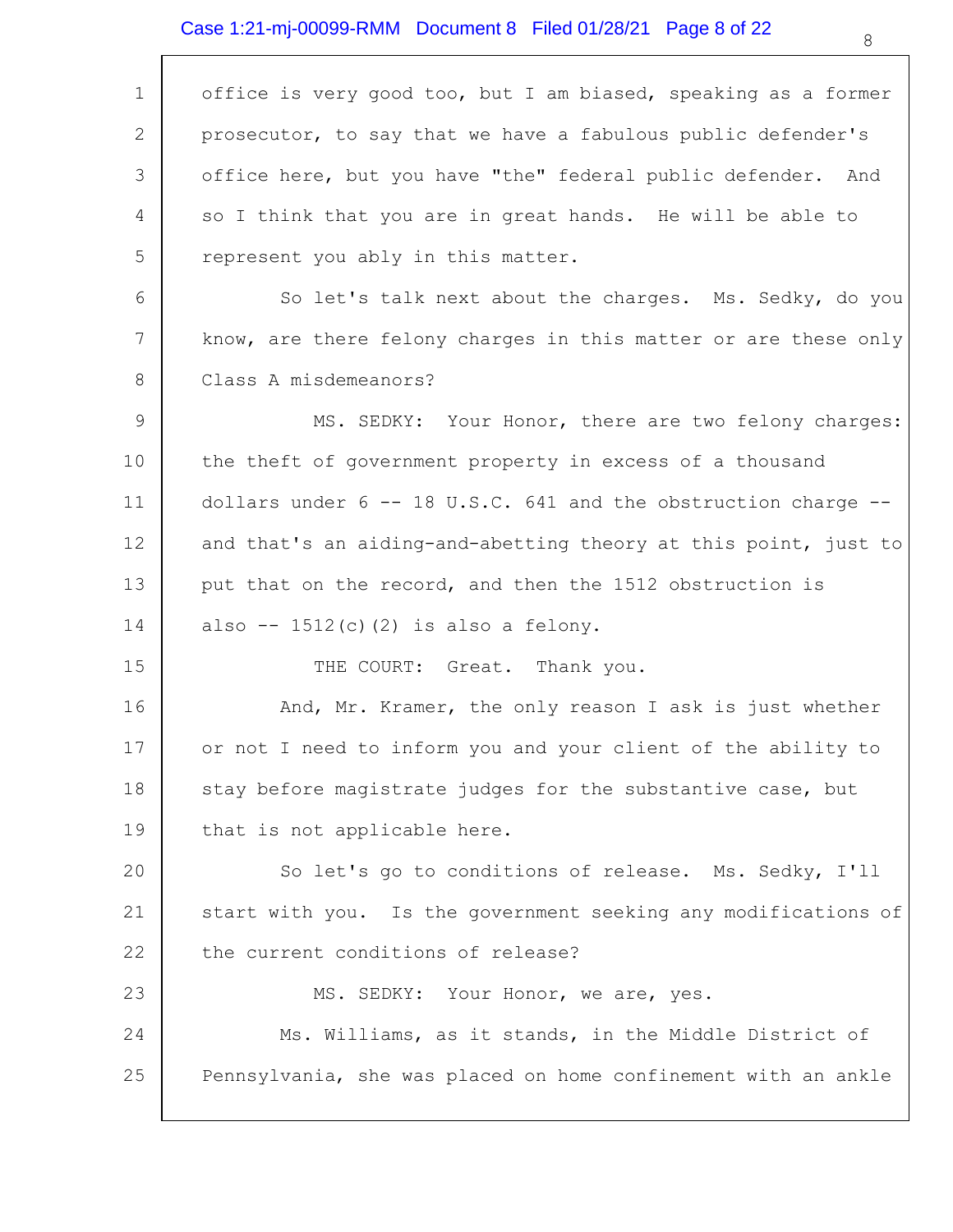office is very good too, but I am biased, speaking as a former prosecutor, to say that we have a fabulous public defender's office here, but you have "the" federal public defender. And so I think that you are in great hands. He will be able to represent you ably in this matter.

So let's talk next about the charges. Ms. Sedky, do you know, are there felony charges in this matter or are these only Class A misdemeanors?

MS. SEDKY: Your Honor, there are two felony charges: the theft of government property in excess of a thousand dollars under 6 -- 18 U.S.C. 641 and the obstruction charge -- and that's an aiding-and-abetting theory at this point, just to put that on the record, and then the 1512 obstruction is also -- 1512(c)(2) is also a felony.

THE COURT: Great. Thank you.

And, Mr. Kramer, the only reason I ask is just whether or not I need to inform you and your client of the ability to stay before magistrate judges for the substantive case, but that is not applicable here.

So let's go to conditions of release. Ms. Sedky, I'll start with you. Is the government seeking any modifications of the current conditions of release?

MS. SEDKY: Your Honor, we are, yes.

Ms. Williams, as it stands, in the Middle District of Pennsylvania, she was placed on home confinement with an ankle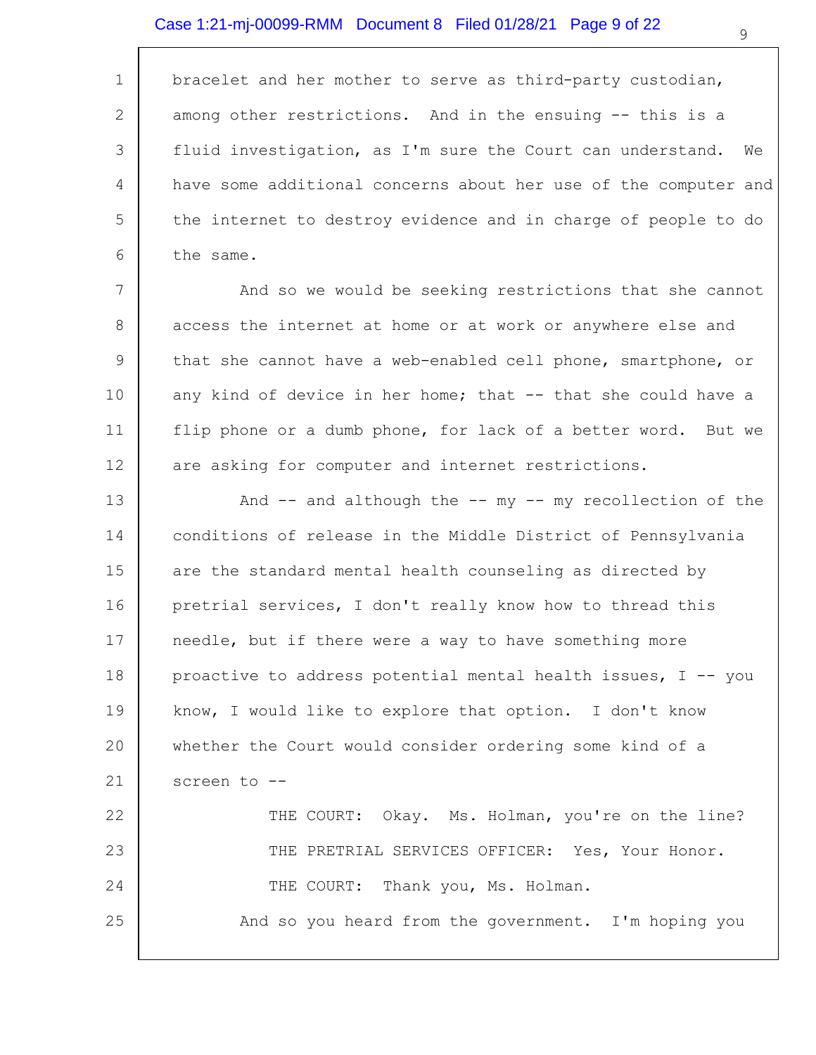bracelet and her mother to serve as third-party custodian, among other restrictions. And in the ensuing -- this is a fluid investigation, as I'm sure the Court can understand. We have some additional concerns about her use of the computer and the internet to destroy evidence and in charge of people to do the same.

And so we would be seeking restrictions that she cannot access the internet at home or at work or anywhere else and that she cannot have a web-enabled cell phone, smartphone, or any kind of device in her home; that -- that she could have a flip phone or a dumb phone, for lack of a better word. But we are asking for computer and internet restrictions.

And -- and although the -- my -- my recollection of the conditions of release in the Middle District of Pennsylvania are the standard mental health counseling as directed by pretrial services, I don't really know how to thread this needle, but if there were a way to have something more proactive to address potential mental health issues, I -- you know, I would like to explore that option. I don't know whether the Court would consider ordering some kind of a screen to --

THE COURT: Okay. Ms. Holman, you're on the line?

THE PRETRIAL SERVICES OFFICER: Yes, Your Honor.

THE COURT: Thank you, Ms. Holman.

And so you heard from the government. I'm hoping you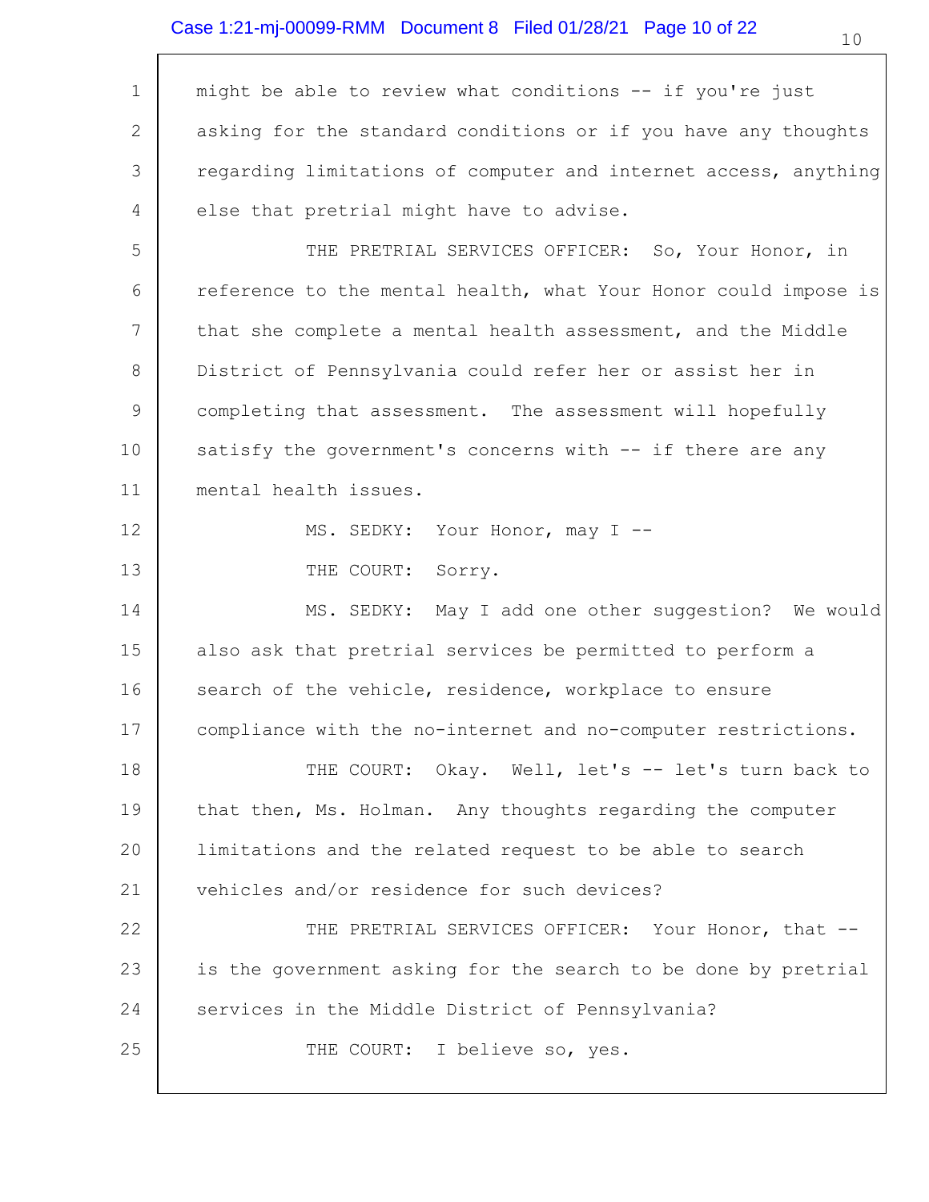might be able to review what conditions -- if you're just asking for the standard conditions or if you have any thoughts regarding limitations of computer and internet access, anything else that pretrial might have to advise.

THE PRETRIAL SERVICES OFFICER: So, Your Honor, in reference to the mental health, what Your Honor could impose is that she complete a mental health assessment, and the Middle District of Pennsylvania could refer her or assist her in completing that assessment. The assessment will hopefully satisfy the government's concerns with -- if there are any mental health issues.

MS. SEDKY: Your Honor, may I --

THE COURT: Sorry.

MS. SEDKY: May I add one other suggestion? We would also ask that pretrial services be permitted to perform a search of the vehicle, residence, workplace to ensure compliance with the no-internet and no-computer restrictions.

THE COURT: Okay. Well, let's -- let's turn back to that then, Ms. Holman. Any thoughts regarding the computer limitations and the related request to be able to search vehicles and/or residence for such devices?

THE PRETRIAL SERVICES OFFICER: Your Honor, that -- is the government asking for the search to be done by pretrial services in the Middle District of Pennsylvania?

THE COURT: I believe so, yes.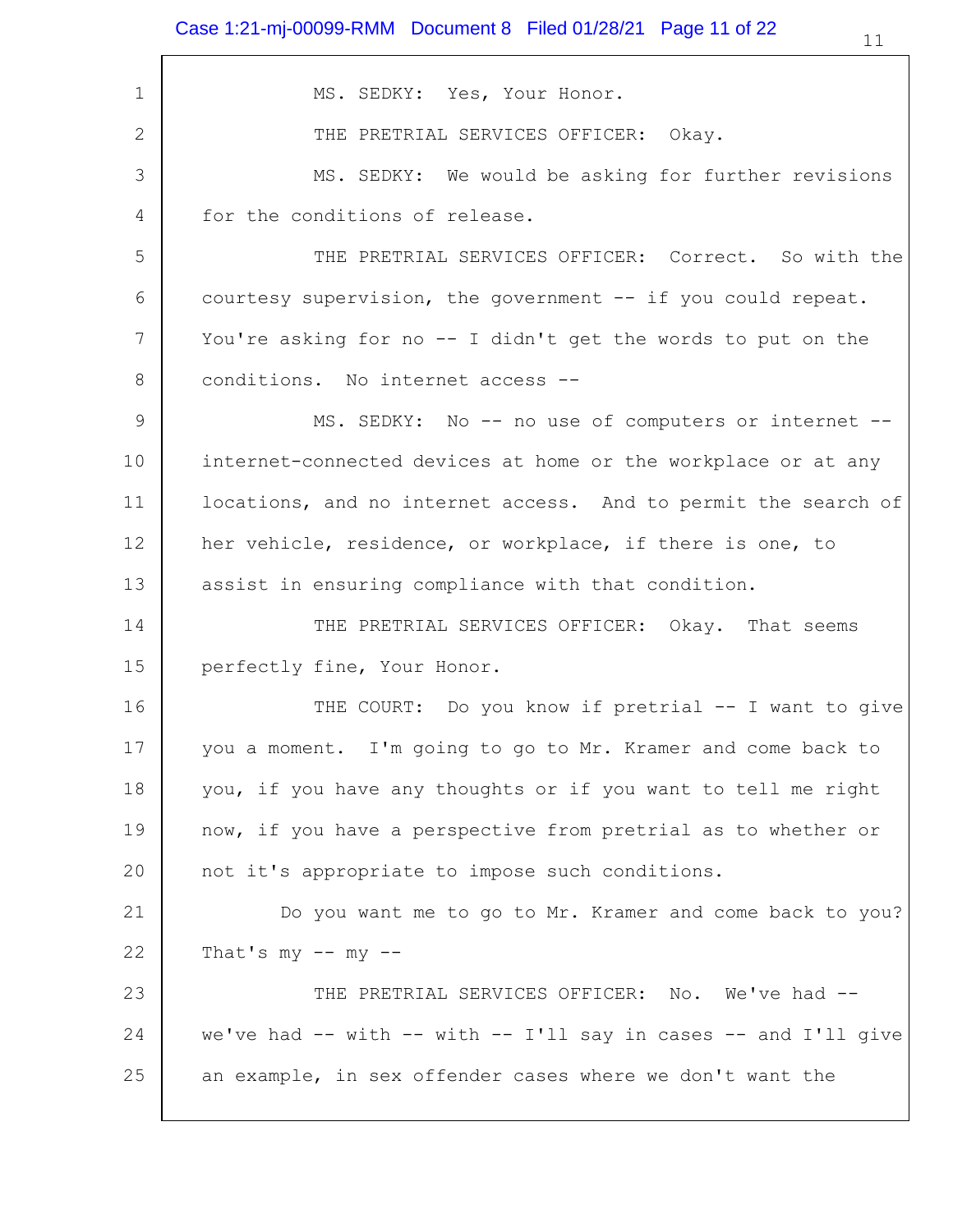MS. SEDKY: Yes, Your Honor.

THE PRETRIAL SERVICES OFFICER: Okay.

MS. SEDKY: We would be asking for further revisions for the conditions of release.

THE PRETRIAL SERVICES OFFICER: Correct. So with the courtesy supervision, the government -- if you could repeat. You're asking for no -- I didn't get the words to put on the conditions. No internet access --

MS. SEDKY: No -- no use of computers or internet -- internet-connected devices at home or the workplace or at any locations, and no internet access. And to permit the search of her vehicle, residence, or workplace, if there is one, to assist in ensuring compliance with that condition.

THE PRETRIAL SERVICES OFFICER: Okay. That seems perfectly fine, Your Honor.

THE COURT: Do you know if pretrial -- I want to give you a moment. I'm going to go to Mr. Kramer and come back to you, if you have any thoughts or if you want to tell me right now, if you have a perspective from pretrial as to whether or not it's appropriate to impose such conditions.

Do you want me to go to Mr. Kramer and come back to you? That's my -- my --

THE PRETRIAL SERVICES OFFICER: No. We've had -- we've had -- with -- with -- I'll say in cases -- and I'll give an example, in sex offender cases where we don't want the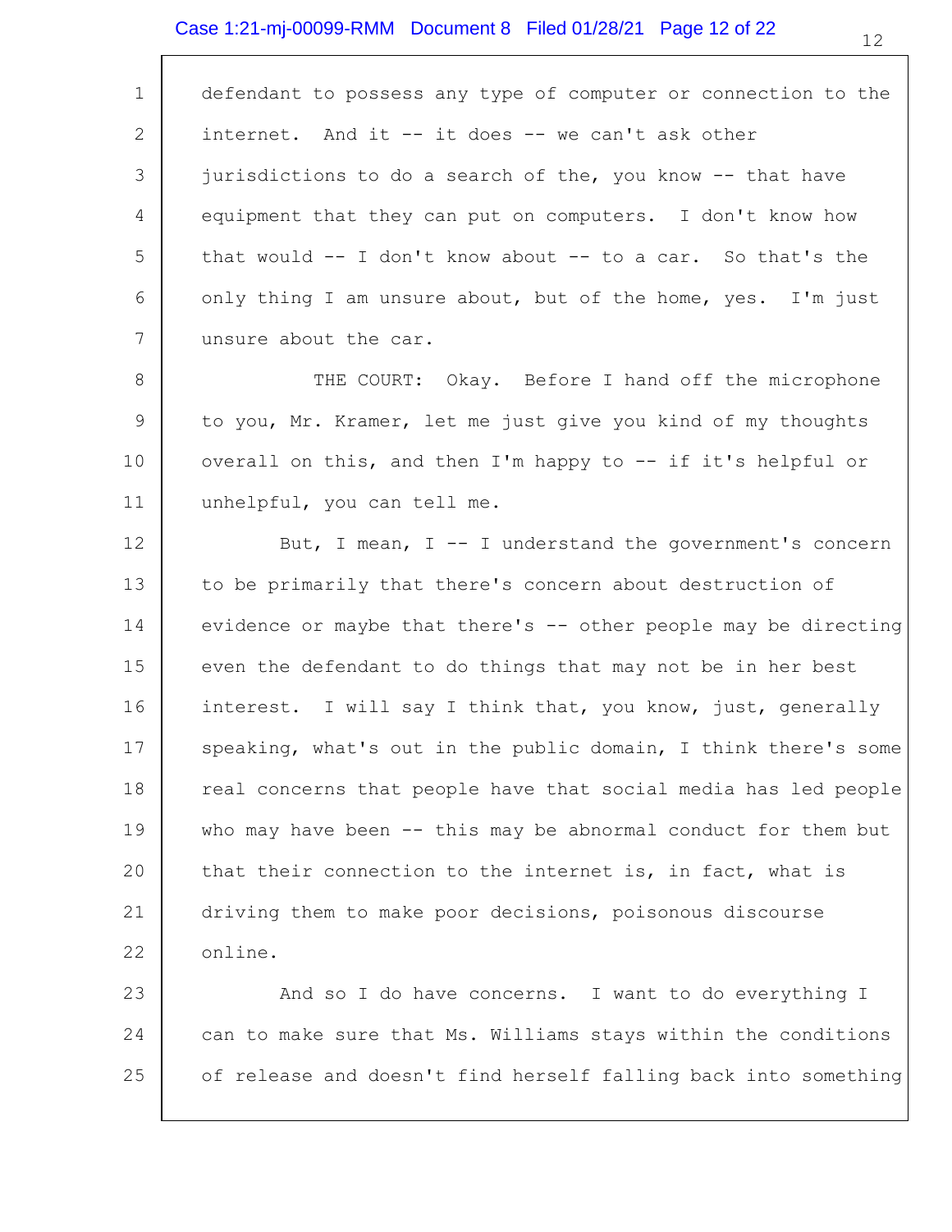defendant to possess any type of computer or connection to the internet. And it -- it does -- we can't ask other jurisdictions to do a search of the, you know -- that have equipment that they can put on computers. I don't know how that would -- I don't know about -- to a car. So that's the only thing I am unsure about, but of the home, yes. I'm just unsure about the car.

THE COURT: Okay. Before I hand off the microphone to you, Mr. Kramer, let me just give you kind of my thoughts overall on this, and then I'm happy to -- if it's helpful or unhelpful, you can tell me.

But, I mean, I -- I understand the government's concern to be primarily that there's concern about destruction of evidence or maybe that there's -- other people may be directing even the defendant to do things that may not be in her best interest. I will say I think that, you know, just, generally speaking, what's out in the public domain, I think there's some real concerns that people have that social media has led people who may have been -- this may be abnormal conduct for them but that their connection to the internet is, in fact, what is driving them to make poor decisions, poisonous discourse online.

And so I do have concerns. I want to do everything I can to make sure that Ms. Williams stays within the conditions of release and doesn't find herself falling back into something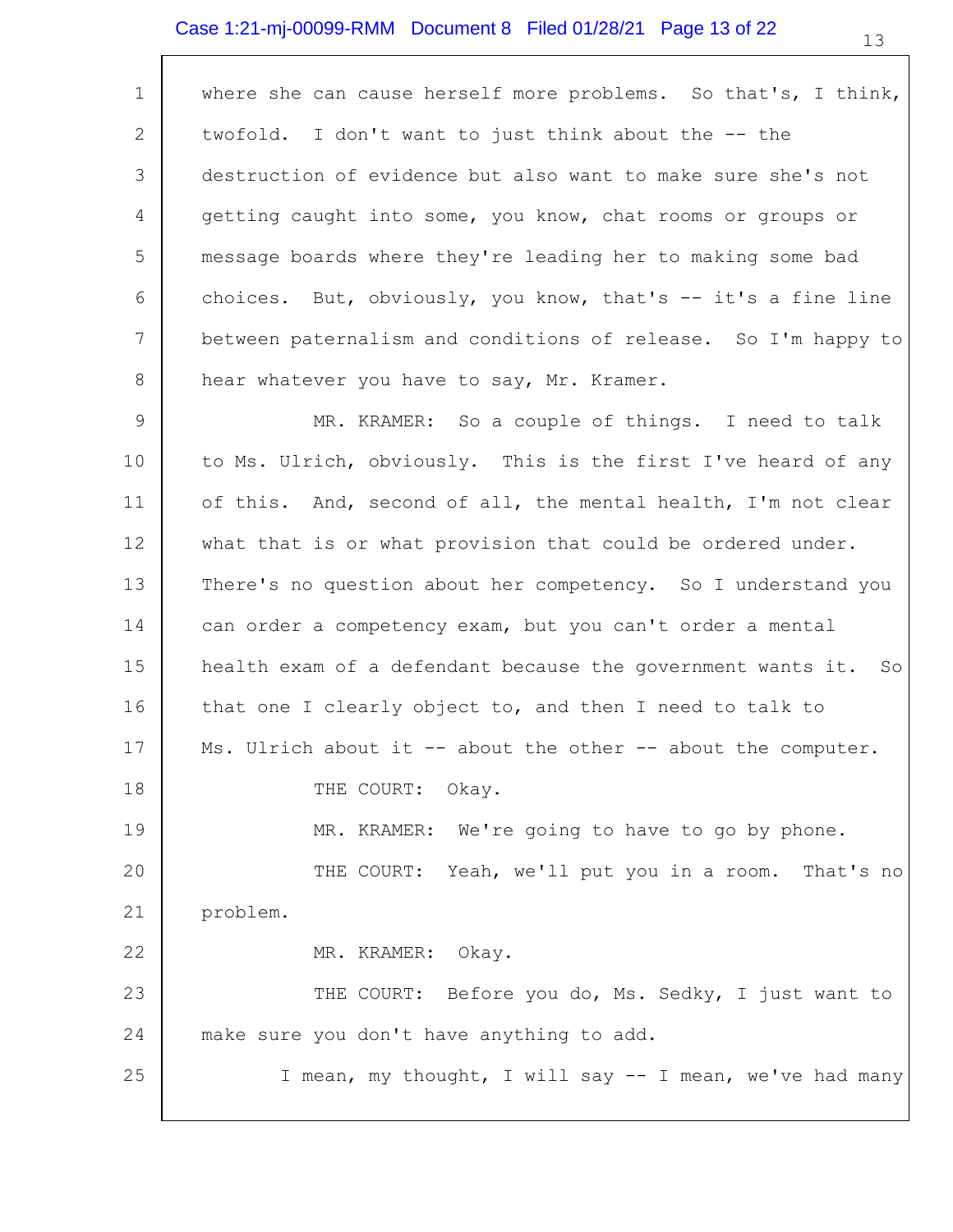where she can cause herself more problems. So that's, I think, twofold. I don't want to just think about the -- the destruction of evidence but also want to make sure she's not getting caught into some, you know, chat rooms or groups or message boards where they're leading her to making some bad choices. But, obviously, you know, that's -- it's a fine line between paternalism and conditions of release. So I'm happy to hear whatever you have to say, Mr. Kramer.

MR. KRAMER: So a couple of things. I need to talk to Ms. Ulrich, obviously. This is the first I've heard of any of this. And, second of all, the mental health, I'm not clear what that is or what provision that could be ordered under. There's no question about her competency. So I understand you can order a competency exam, but you can't order a mental health exam of a defendant because the government wants it. So that one I clearly object to, and then I need to talk to Ms. Ulrich about it -- about the other -- about the computer.

THE COURT: Okay.

MR. KRAMER: We're going to have to go by phone.

THE COURT: Yeah, we'll put you in a room. That's no problem.

MR. KRAMER: Okay.

THE COURT: Before you do, Ms. Sedky, I just want to make sure you don't have anything to add.

I mean, my thought, I will say -- I mean, we've had many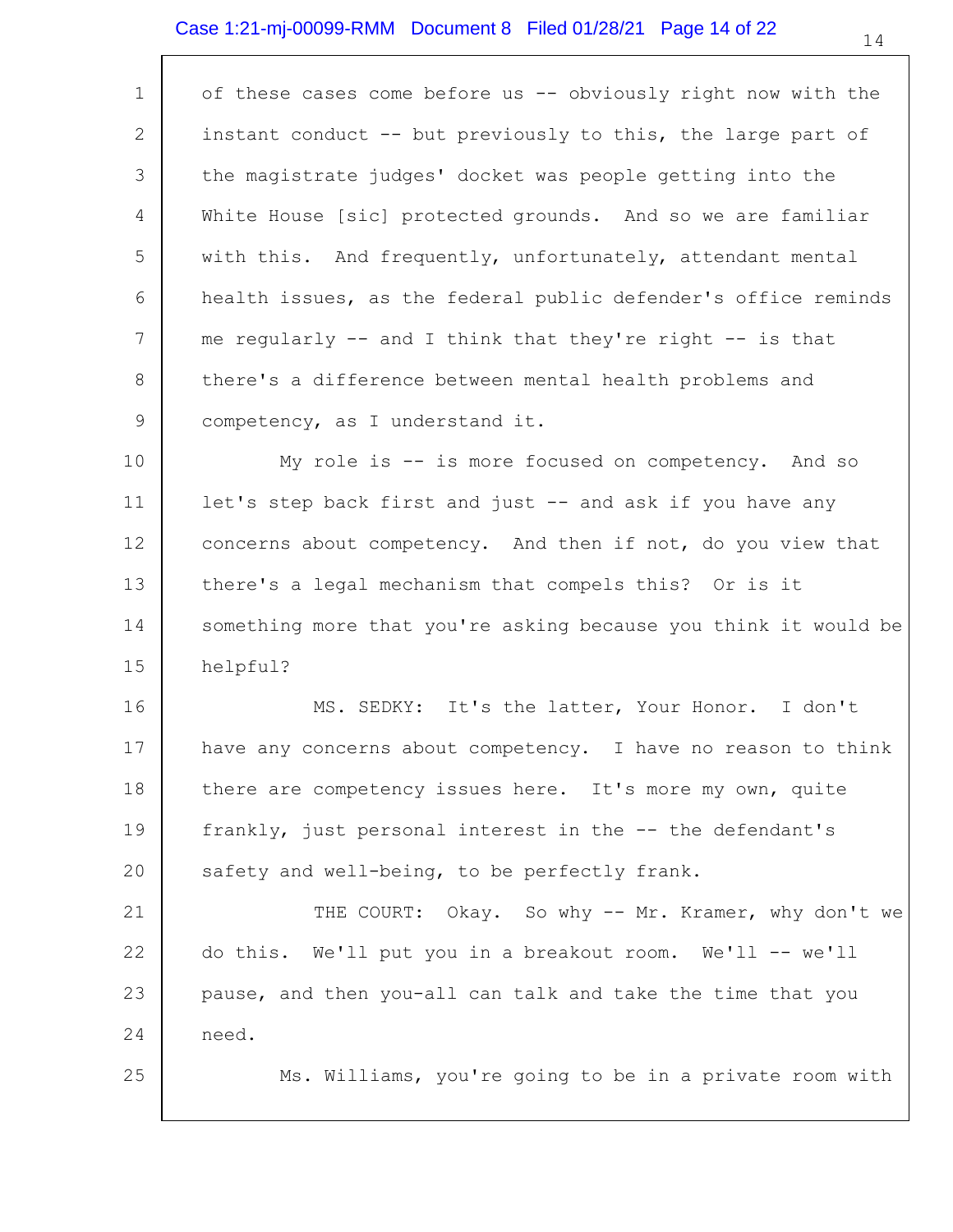of these cases come before us -- obviously right now with the instant conduct -- but previously to this, the large part of the magistrate judges' docket was people getting into the White House [sic] protected grounds. And so we are familiar with this. And frequently, unfortunately, attendant mental health issues, as the federal public defender's office reminds me regularly -- and I think that they're right -- is that there's a difference between mental health problems and competency, as I understand it.

My role is -- is more focused on competency. And so let's step back first and just -- and ask if you have any concerns about competency. And then if not, do you view that there's a legal mechanism that compels this? Or is it something more that you're asking because you think it would be helpful?

MS. SEDKY: It's the latter, Your Honor. I don't have any concerns about competency. I have no reason to think there are competency issues here. It's more my own, quite frankly, just personal interest in the -- the defendant's safety and well-being, to be perfectly frank.

THE COURT: Okay. So why -- Mr. Kramer, why don't we do this. We'll put you in a breakout room. We'll -- we'll pause, and then you-all can talk and take the time that you need.

Ms. Williams, you're going to be in a private room with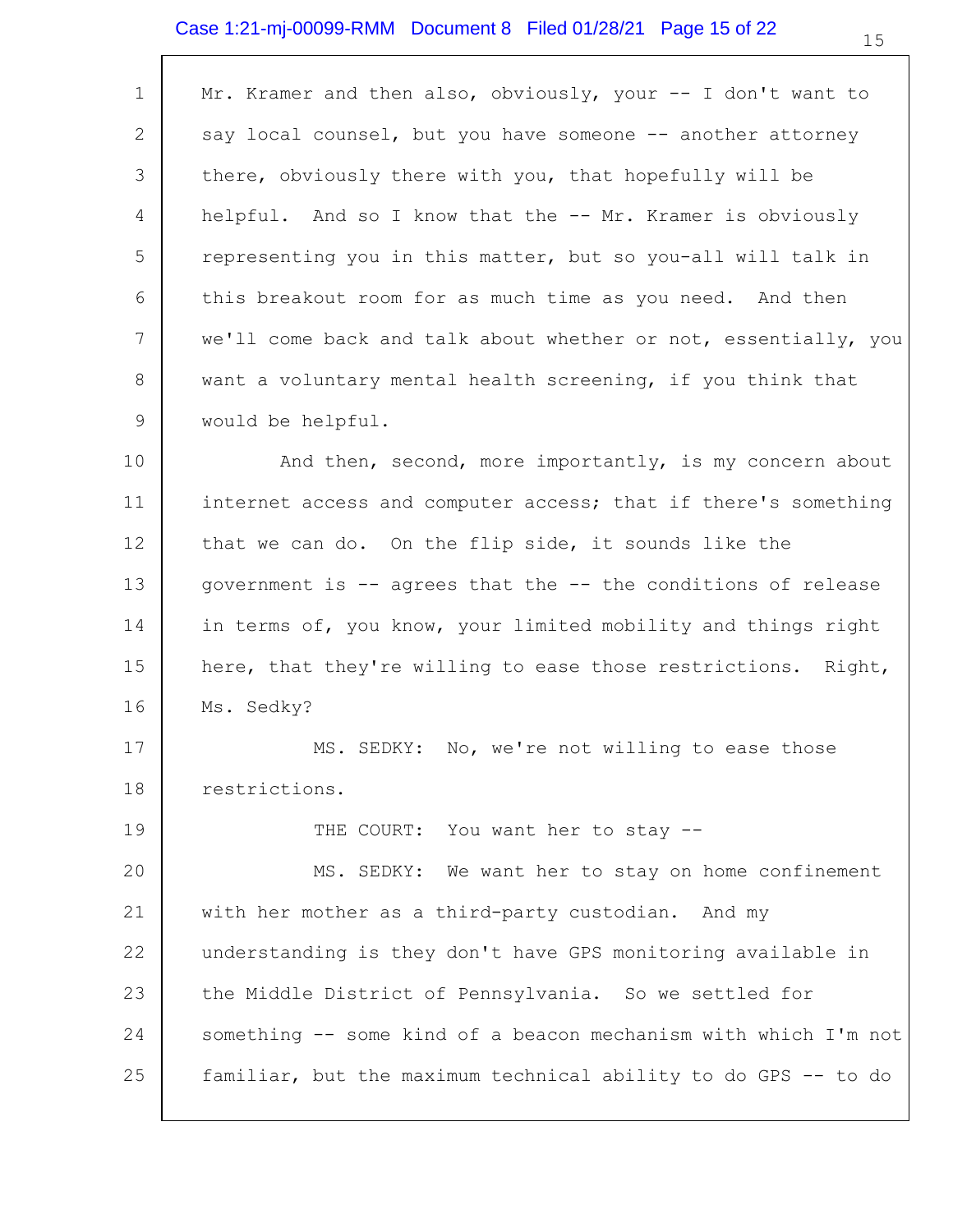Mr. Kramer and then also, obviously, your -- I don't want to say local counsel, but you have someone -- another attorney there, obviously there with you, that hopefully will be helpful. And so I know that the -- Mr. Kramer is obviously representing you in this matter, but so you-all will talk in this breakout room for as much time as you need. And then we'll come back and talk about whether or not, essentially, you want a voluntary mental health screening, if you think that would be helpful.

And then, second, more importantly, is my concern about internet access and computer access; that if there's something that we can do. On the flip side, it sounds like the government is -- agrees that the -- the conditions of release in terms of, you know, your limited mobility and things right here, that they're willing to ease those restrictions. Right, Ms. Sedky?

MS. SEDKY: No, we're not willing to ease those restrictions.

THE COURT: You want her to stay --

MS. SEDKY: We want her to stay on home confinement with her mother as a third-party custodian. And my understanding is they don't have GPS monitoring available in the Middle District of Pennsylvania. So we settled for something -- some kind of a beacon mechanism with which I'm not familiar, but the maximum technical ability to do GPS -- to do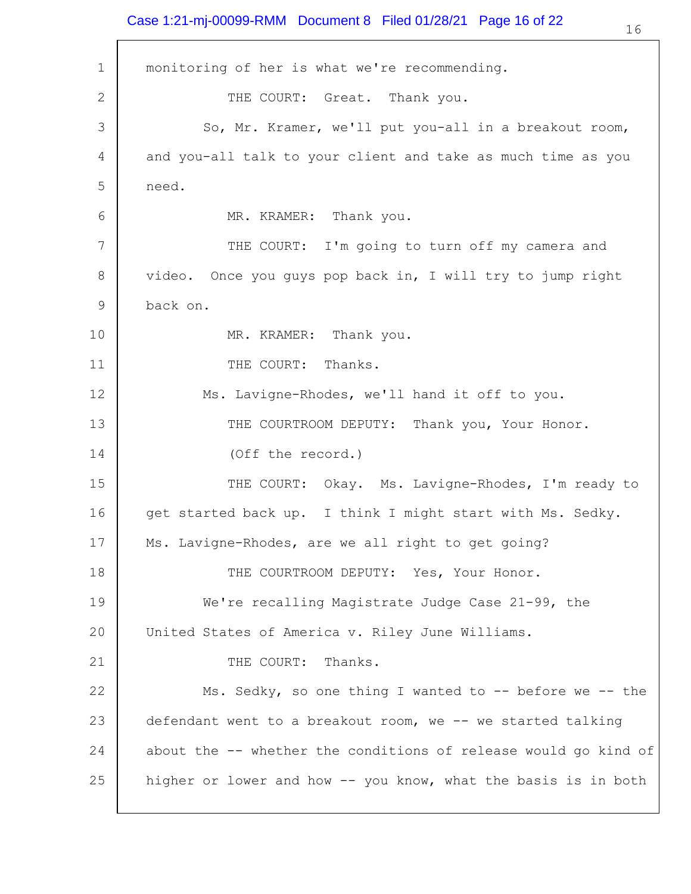monitoring of her is what we're recommending.

THE COURT: Great. Thank you.

So, Mr. Kramer, we'll put you-all in a breakout room, and you-all talk to your client and take as much time as you need.

MR. KRAMER: Thank you.

THE COURT: I'm going to turn off my camera and video. Once you guys pop back in, I will try to jump right back on.

MR. KRAMER: Thank you.

THE COURT: Thanks.

Ms. Lavigne-Rhodes, we'll hand it off to you.

THE COURTROOM DEPUTY: Thank you, Your Honor.

(Off the record.)

THE COURT: Okay. Ms. Lavigne-Rhodes, I'm ready to get started back up. I think I might start with Ms. Sedky. Ms. Lavigne-Rhodes, are we all right to get going?

THE COURTROOM DEPUTY: Yes, Your Honor.

We're recalling Magistrate Judge Case 21-99, the United States of America v. Riley June Williams.

THE COURT: Thanks.

Ms. Sedky, so one thing I wanted to -- before we -- the defendant went to a breakout room, we -- we started talking about the -- whether the conditions of release would go kind of higher or lower and how -- you know, what the basis is in both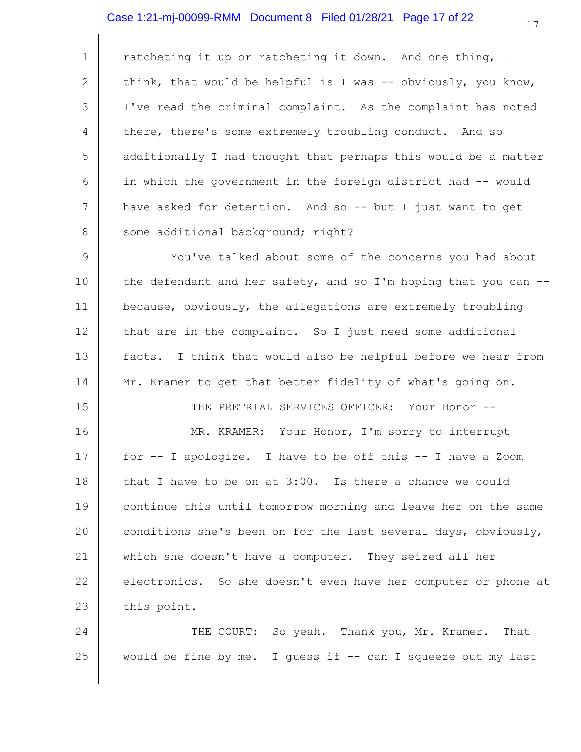ratcheting it up or ratcheting it down. And one thing, I think, that would be helpful is I was -- obviously, you know, I've read the criminal complaint. As the complaint has noted there, there's some extremely troubling conduct. And so additionally I had thought that perhaps this would be a matter in which the government in the foreign district had -- would have asked for detention. And so -- but I just want to get some additional background; right?

You've talked about some of the concerns you had about the defendant and her safety, and so I'm hoping that you can -- because, obviously, the allegations are extremely troubling that are in the complaint. So I just need some additional facts. I think that would also be helpful before we hear from Mr. Kramer to get that better fidelity of what's going on.

THE PRETRIAL SERVICES OFFICER: Your Honor --

MR. KRAMER: Your Honor, I'm sorry to interrupt for -- I apologize. I have to be off this -- I have a Zoom that I have to be on at 3:00. Is there a chance we could continue this until tomorrow morning and leave her on the same conditions she's been on for the last several days, obviously, which she doesn't have a computer. They seized all her electronics. So she doesn't even have her computer or phone at this point.

THE COURT: So yeah. Thank you, Mr. Kramer. That would be fine by me. I guess if -- can I squeeze out my last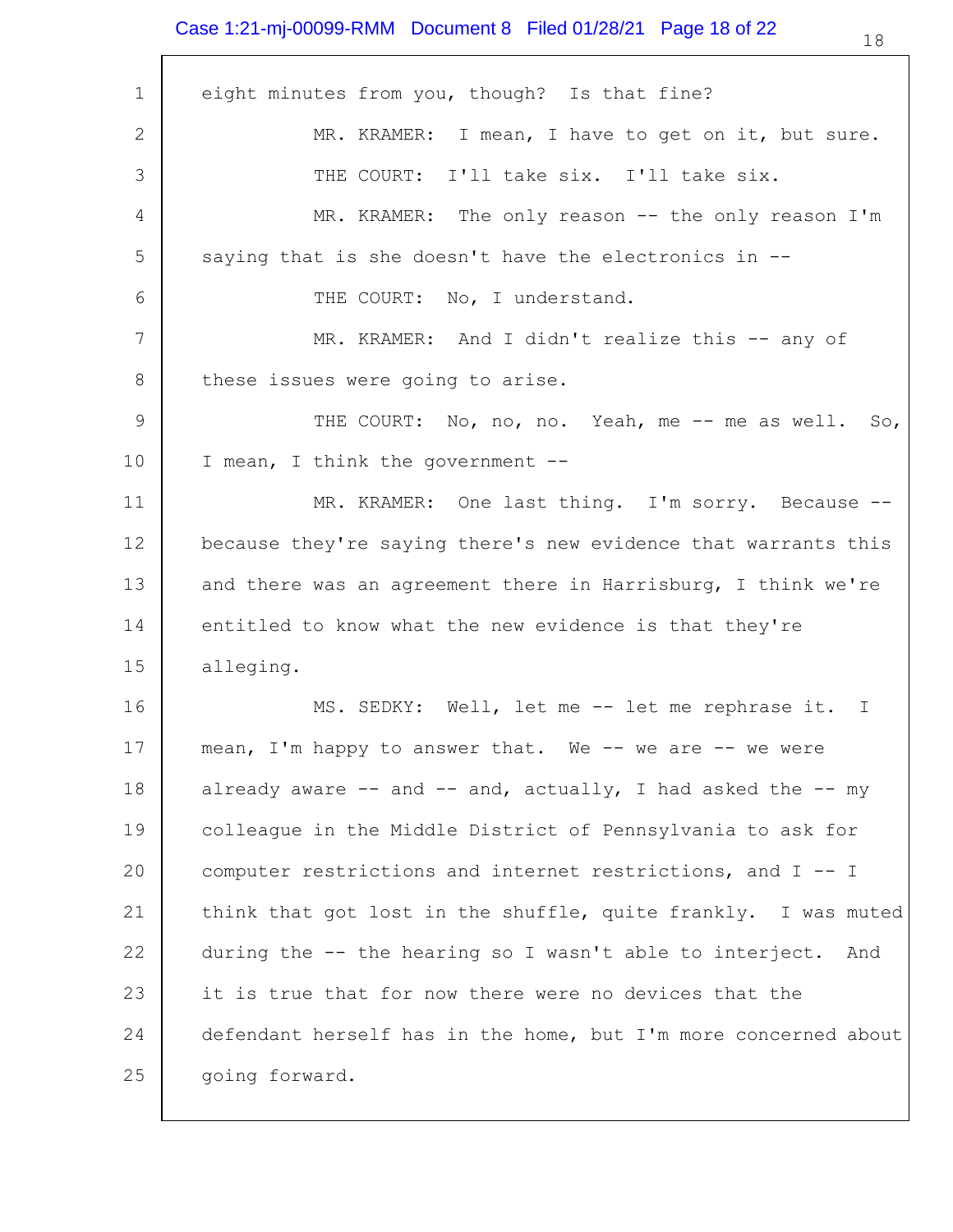eight minutes from you, though? Is that fine?

MR. KRAMER: I mean, I have to get on it, but sure.

THE COURT: I'll take six. I'll take six.

MR. KRAMER: The only reason -- the only reason I'm saying that is she doesn't have the electronics in --

THE COURT: No, I understand.

MR. KRAMER: And I didn't realize this -- any of these issues were going to arise.

THE COURT: No, no, no. Yeah, me -- me as well. So, I mean, I think the government --

MR. KRAMER: One last thing. I'm sorry. Because -- because they're saying there's new evidence that warrants this and there was an agreement there in Harrisburg, I think we're entitled to know what the new evidence is that they're alleging.

MS. SEDKY: Well, let me -- let me rephrase it. I mean, I'm happy to answer that. We -- we are -- we were already aware -- and -- and, actually, I had asked the -- my colleague in the Middle District of Pennsylvania to ask for computer restrictions and internet restrictions, and I -- I think that got lost in the shuffle, quite frankly. I was muted during the -- the hearing so I wasn't able to interject. And it is true that for now there were no devices that the defendant herself has in the home, but I'm more concerned about going forward.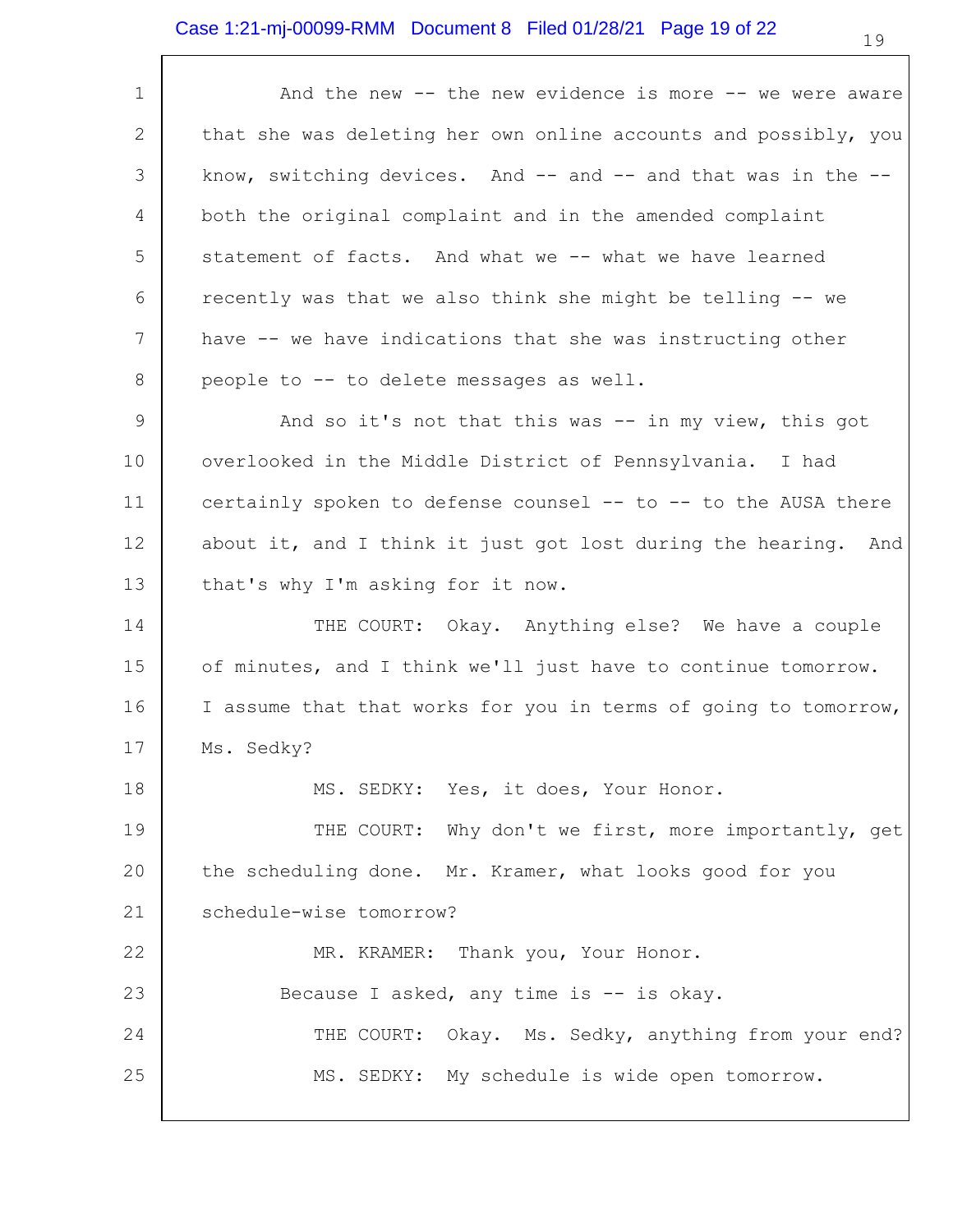And the new -- the new evidence is more -- we were aware that she was deleting her own online accounts and possibly, you know, switching devices. And -- and -- and that was in the -- both the original complaint and in the amended complaint statement of facts. And what we -- what we have learned recently was that we also think she might be telling -- we have -- we have indications that she was instructing other people to -- to delete messages as well.

And so it's not that this was -- in my view, this got overlooked in the Middle District of Pennsylvania. I had certainly spoken to defense counsel -- to -- to the AUSA there about it, and I think it just got lost during the hearing. And that's why I'm asking for it now.

THE COURT: Okay. Anything else? We have a couple of minutes, and I think we'll just have to continue tomorrow. I assume that that works for you in terms of going to tomorrow, Ms. Sedky?

MS. SEDKY: Yes, it does, Your Honor.

THE COURT: Why don't we first, more importantly, get the scheduling done. Mr. Kramer, what looks good for you schedule-wise tomorrow?

MR. KRAMER: Thank you, Your Honor.

Because I asked, any time is -- is okay.

THE COURT: Okay. Ms. Sedky, anything from your end?

MS. SEDKY: My schedule is wide open tomorrow.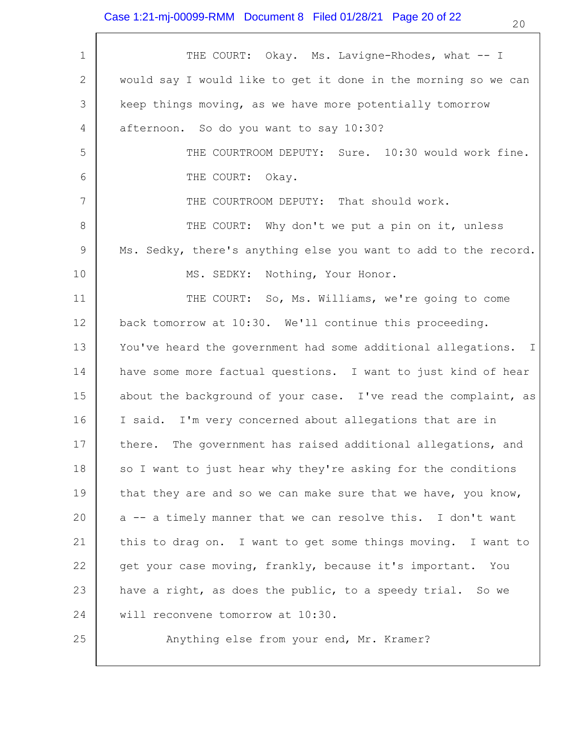THE COURT: Okay. Ms. Lavigne-Rhodes, what -- I would say I would like to get it done in the morning so we can keep things moving, as we have more potentially tomorrow afternoon. So do you want to say 10:30?

THE COURTROOM DEPUTY: Sure. 10:30 would work fine.

THE COURT: Okay.

THE COURTROOM DEPUTY: That should work.

THE COURT: Why don't we put a pin on it, unless Ms. Sedky, there's anything else you want to add to the record.

MS. SEDKY: Nothing, Your Honor.

THE COURT: So, Ms. Williams, we're going to come back tomorrow at 10:30. We'll continue this proceeding. You've heard the government had some additional allegations. I have some more factual questions. I want to just kind of hear about the background of your case. I've read the complaint, as I said. I'm very concerned about allegations that are in there. The government has raised additional allegations, and so I want to just hear why they're asking for the conditions that they are and so we can make sure that we have, you know, a -- a timely manner that we can resolve this. I don't want this to drag on. I want to get some things moving. I want to get your case moving, frankly, because it's important. You have a right, as does the public, to a speedy trial. So we will reconvene tomorrow at 10:30.

Anything else from your end, Mr. Kramer?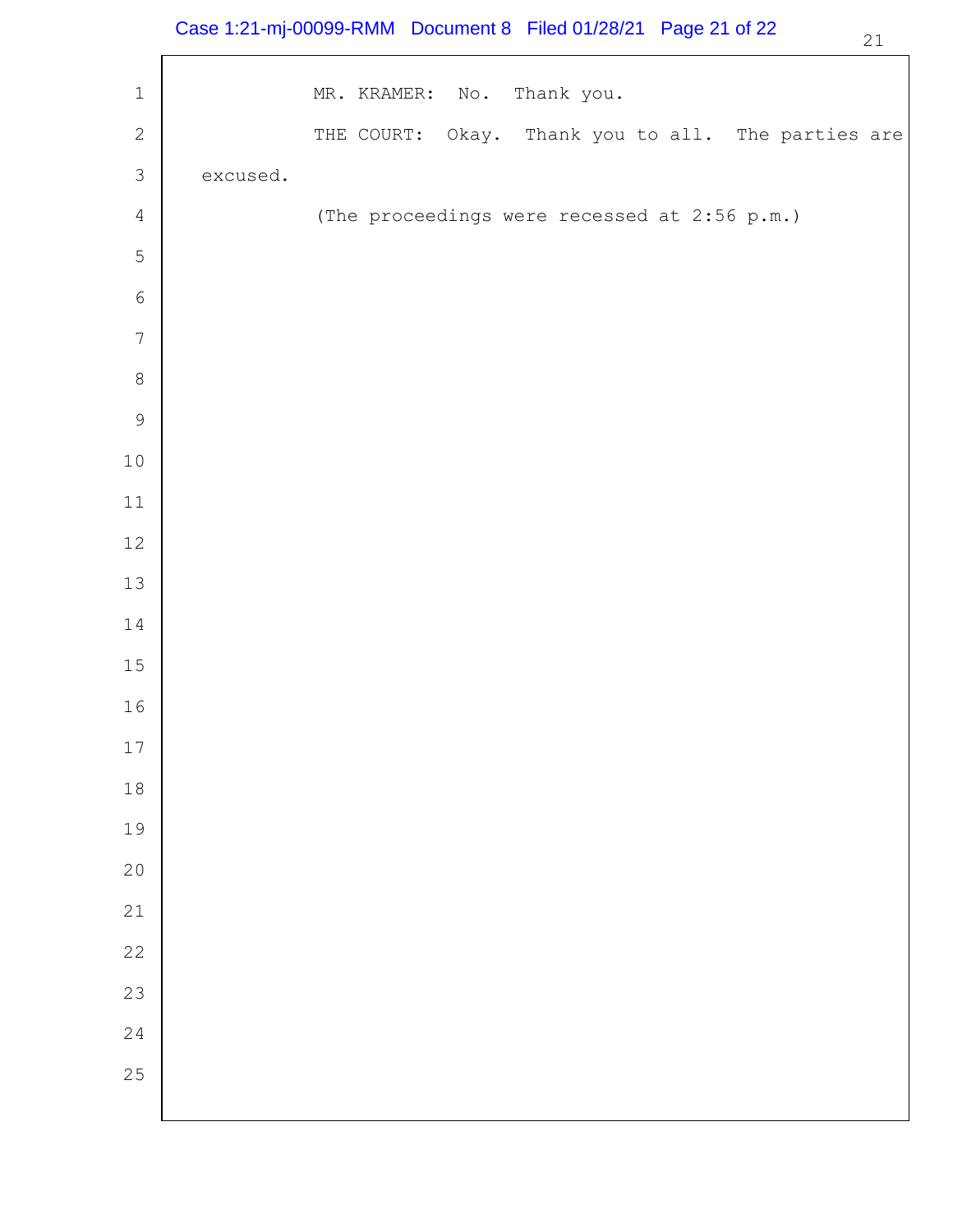MR. KRAMER: No. Thank you.

THE COURT: Okay. Thank you to all. The parties are excused.

(The proceedings were recessed at 2:56 p.m.)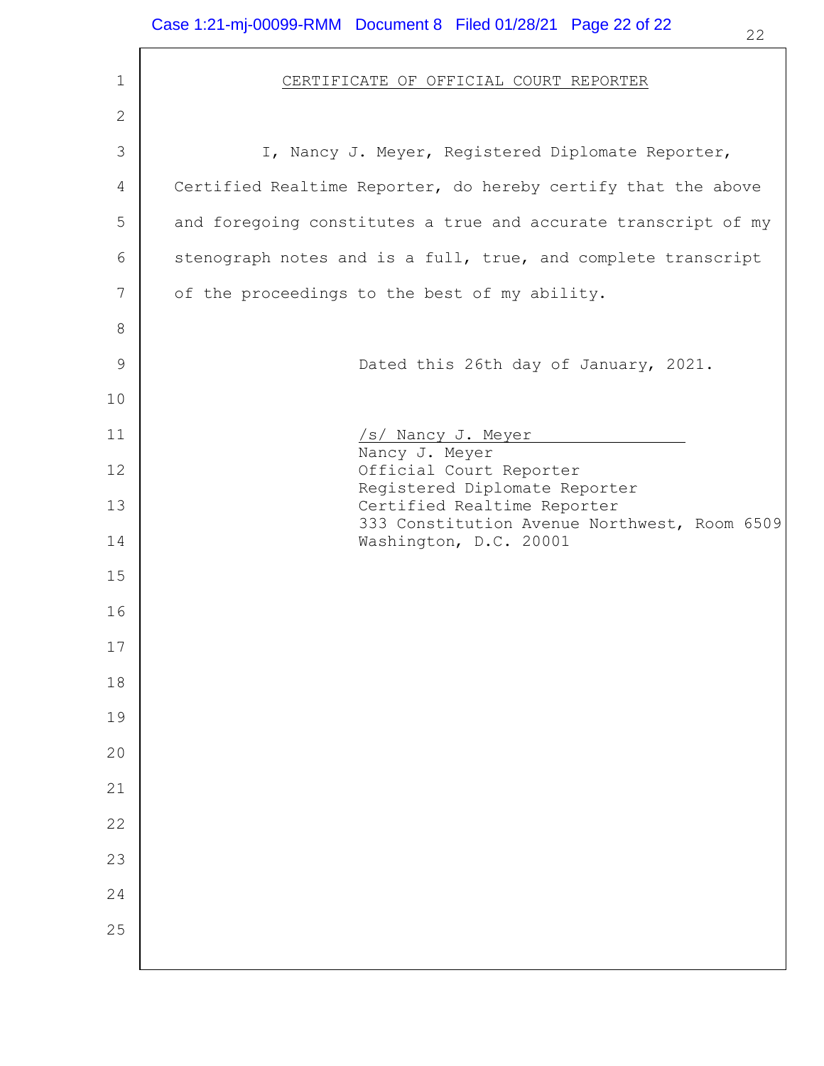# CERTIFICATE OF OFFICIAL COURT REPORTER

I, Nancy J. Meyer, Registered Diplomate Reporter, Certified Realtime Reporter, do hereby certify that the above and foregoing constitutes a true and accurate transcript of my stenograph notes and is a full, true, and complete transcript of the proceedings to the best of my ability.

Dated this 26th day of January, 2021.

/s/ Nancy J. Meyer
Nancy J. Meyer
Official Court Reporter
Registered Diplomate Reporter
Certified Realtime Reporter
333 Constitution Avenue Northwest, Room 6509
Washington, D.C. 20001